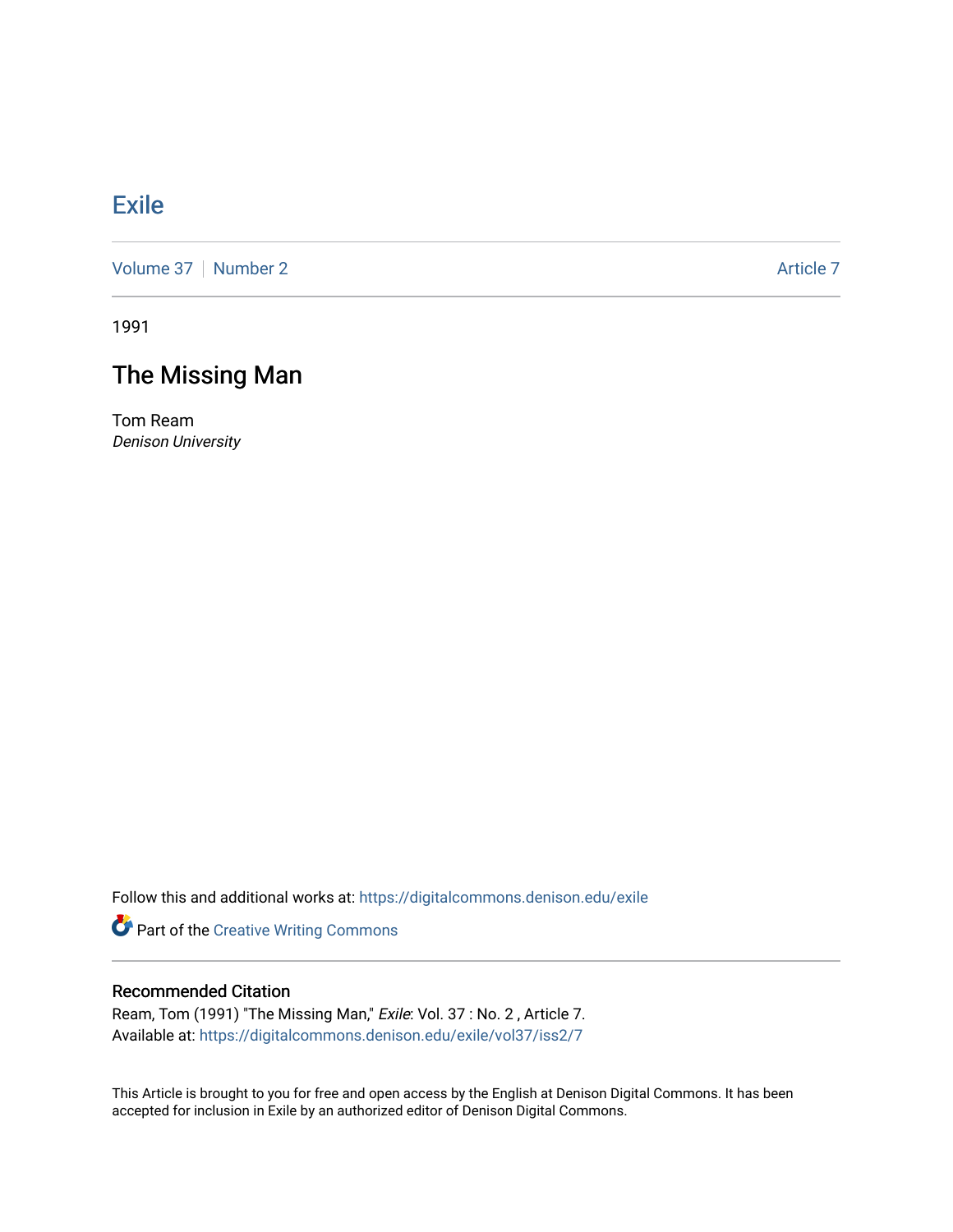# Exile

Volume 37 | Number 2 | Article 7

1991

## The Missing Man

Tom Ream
*Denison University*

Follow this and additional works at: https://digitalcommons.denison.edu/exile

Part of the Creative Writing Commons

### Recommended Citation

Ream, Tom (1991) "The Missing Man," *Exile*: Vol. 37 : No. 2 , Article 7.
Available at: https://digitalcommons.denison.edu/exile/vol37/iss2/7

This Article is brought to you for free and open access by the English at Denison Digital Commons. It has been accepted for inclusion in Exile by an authorized editor of Denison Digital Commons.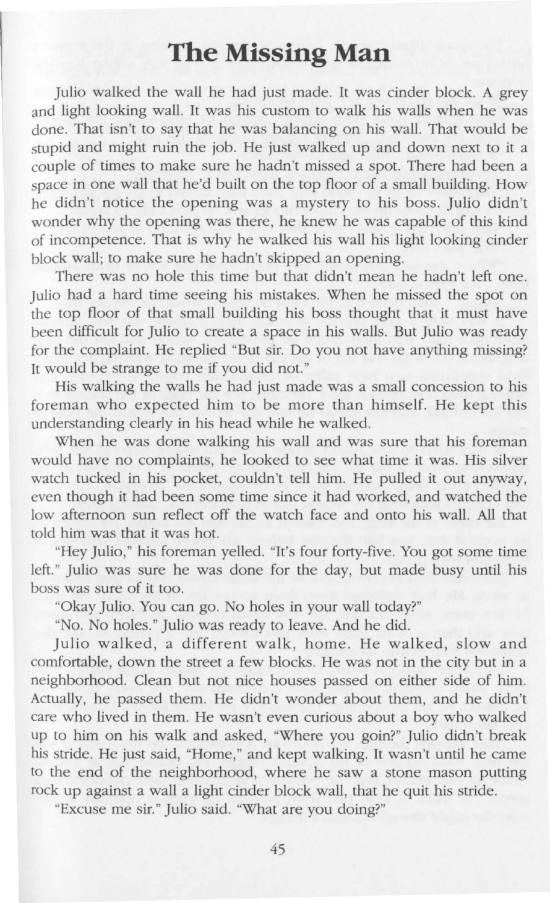# The Missing Man

Julio walked the wall he had just made. It was cinder block. A grey and light looking wall. It was his custom to walk his walls when he was done. That isn't to say that he was balancing on his wall. That would be stupid and might ruin the job. He just walked up and down next to it a couple of times to make sure he hadn't missed a spot. There had been a space in one wall that he'd built on the top floor of a small building. How he didn't notice the opening was a mystery to his boss. Julio didn't wonder why the opening was there, he knew he was capable of this kind of incompetence. That is why he walked his wall his light looking cinder block wall; to make sure he hadn't skipped an opening.

There was no hole this time but that didn't mean he hadn't left one. Julio had a hard time seeing his mistakes. When he missed the spot on the top floor of that small building his boss thought that it must have been difficult for Julio to create a space in his walls. But Julio was ready for the complaint. He replied "But sir. Do you not have anything missing? It would be strange to me if you did not."

His walking the walls he had just made was a small concession to his foreman who expected him to be more than himself. He kept this understanding clearly in his head while he walked.

When he was done walking his wall and was sure that his foreman would have no complaints, he looked to see what time it was. His silver watch tucked in his pocket, couldn't tell him. He pulled it out anyway, even though it had been some time since it had worked, and watched the low afternoon sun reflect off the watch face and onto his wall. All that told him was that it was hot.

"Hey Julio," his foreman yelled. "It's four forty-five. You got some time left." Julio was sure he was done for the day, but made busy until his boss was sure of it too.

"Okay Julio. You can go. No holes in your wall today?"

"No. No holes." Julio was ready to leave. And he did.

Julio walked, a different walk, home. He walked, slow and comfortable, down the street a few blocks. He was not in the city but in a neighborhood. Clean but not nice houses passed on either side of him. Actually, he passed them. He didn't wonder about them, and he didn't care who lived in them. He wasn't even curious about a boy who walked up to him on his walk and asked, "Where you goin?" Julio didn't break his stride. He just said, "Home," and kept walking. It wasn't until he came to the end of the neighborhood, where he saw a stone mason putting rock up against a wall a light cinder block wall, that he quit his stride.

"Excuse me sir." Julio said. "What are you doing?"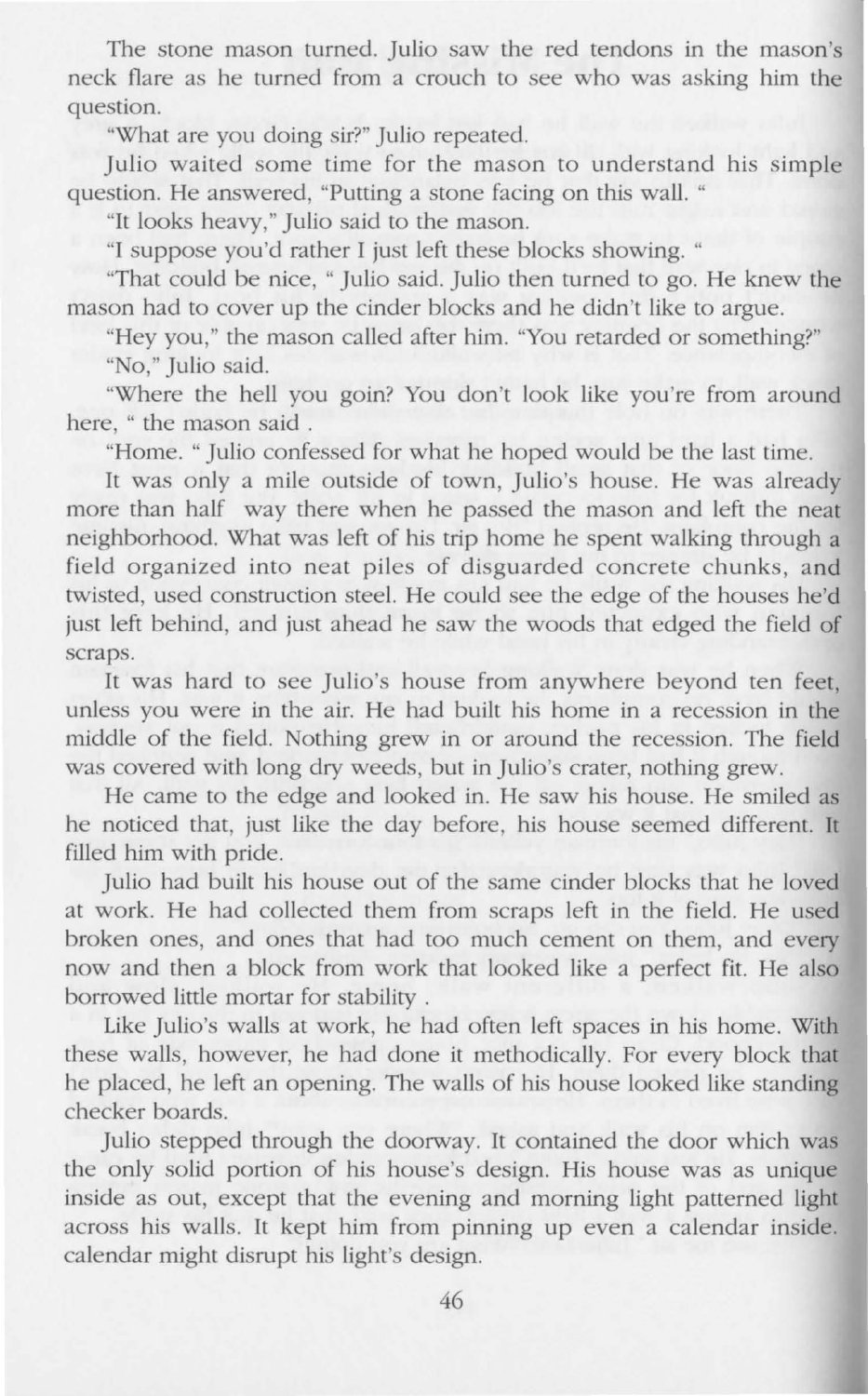The stone mason turned. Julio saw the red tendons in the mason's neck flare as he turned from a crouch to see who was asking him the question.

"What are you doing sir?" Julio repeated.

Julio waited some time for the mason to understand his simple question. He answered, "Putting a stone facing on this wall. "

"It looks heavy," Julio said to the mason.

"I suppose you'd rather I just left these blocks showing. "

"That could be nice, " Julio said. Julio then turned to go. He knew the mason had to cover up the cinder blocks and he didn't like to argue.

"Hey you," the mason called after him. "You retarded or something?"

"No," Julio said.

"Where the hell you goin? You don't look like you're from around here, " the mason said .

"Home. " Julio confessed for what he hoped would be the last time.

It was only a mile outside of town, Julio's house. He was already more than half way there when he passed the mason and left the neat neighborhood. What was left of his trip home he spent walking through a field organized into neat piles of disguarded concrete chunks, and twisted, used construction steel. He could see the edge of the houses he'd just left behind, and just ahead he saw the woods that edged the field of scraps.

It was hard to see Julio's house from anywhere beyond ten feet, unless you were in the air. He had built his home in a recession in the middle of the field. Nothing grew in or around the recession. The field was covered with long dry weeds, but in Julio's crater, nothing grew.

He came to the edge and looked in. He saw his house. He smiled as he noticed that, just like the day before, his house seemed different. It filled him with pride.

Julio had built his house out of the same cinder blocks that he loved at work. He had collected them from scraps left in the field. He used broken ones, and ones that had too much cement on them, and every now and then a block from work that looked like a perfect fit. He also borrowed little mortar for stability .

Like Julio's walls at work, he had often left spaces in his home. With these walls, however, he had done it methodically. For every block that he placed, he left an opening. The walls of his house looked like standing checker boards.

Julio stepped through the doorway. It contained the door which was the only solid portion of his house's design. His house was as unique inside as out, except that the evening and morning light patterned light across his walls. It kept him from pinning up even a calendar inside. calendar might disrupt his light's design.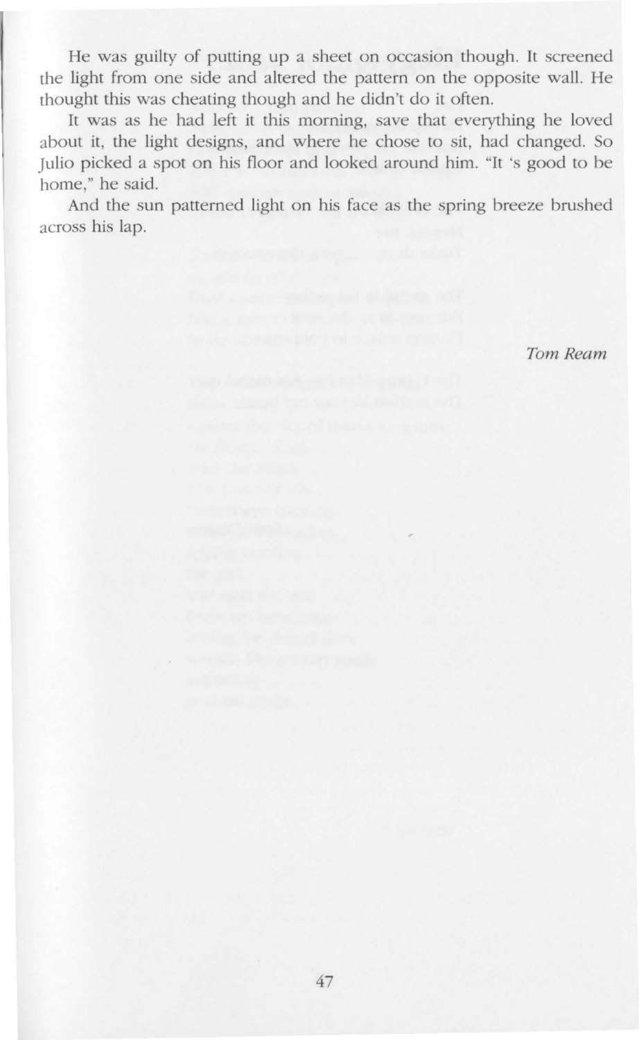He was guilty of putting up a sheet on occasion though. It screened the light from one side and altered the pattern on the opposite wall. He thought this was cheating though and he didn't do it often.

It was as he had left it this morning, save that everything he loved about it, the light designs, and where he chose to sit, had changed. So Julio picked a spot on his floor and looked around him. "It 's good to be home," he said.

And the sun patterned light on his face as the spring breeze brushed across his lap.

*Tom Ream*